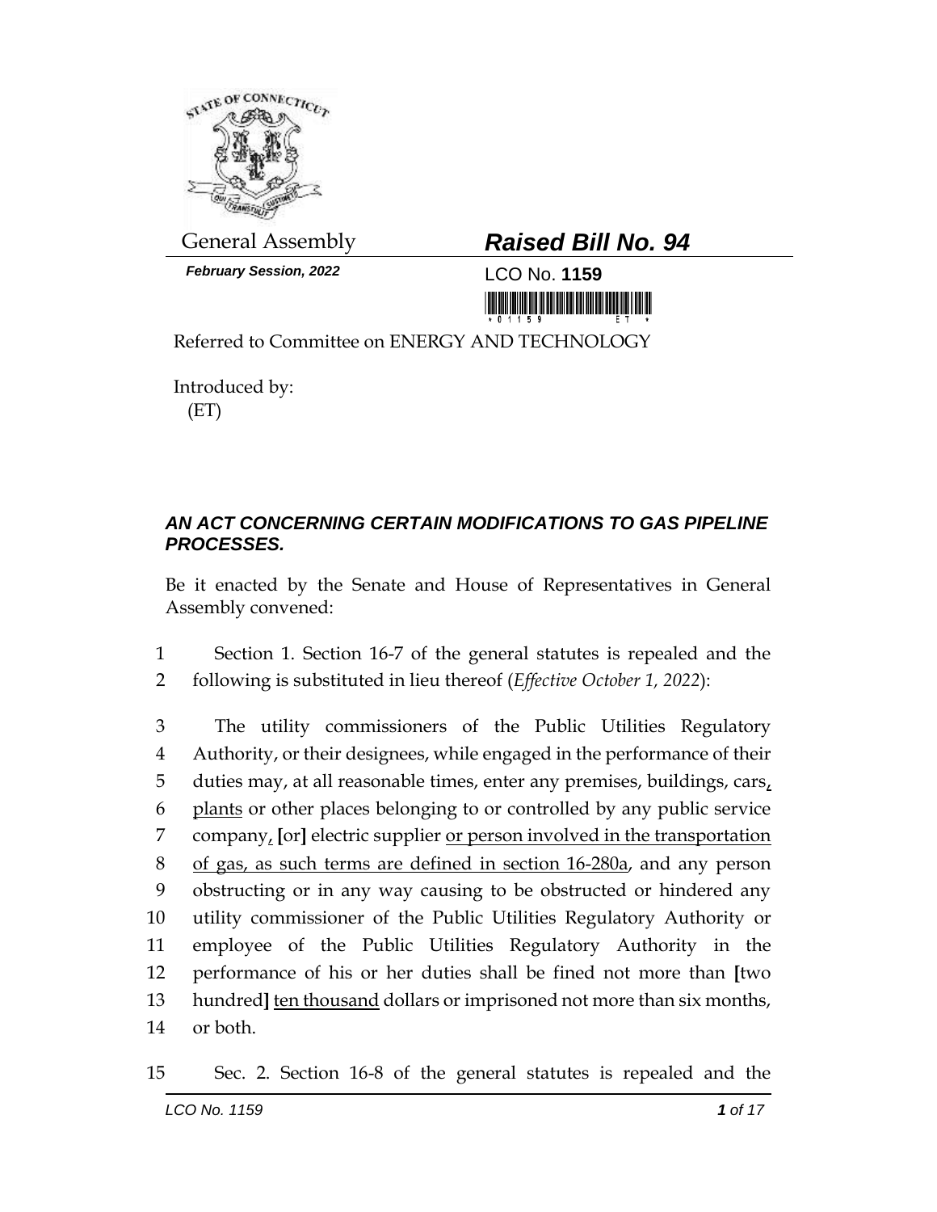General Assembly

**Raised Bill No. 94**

*February Session, 2022*

LCO No. **1159**

Referred to Committee on ENERGY AND TECHNOLOGY

Introduced by:
(ET)

***AN ACT CONCERNING CERTAIN MODIFICATIONS TO GAS PIPELINE PROCESSES.***

Be it enacted by the Senate and House of Representatives in General Assembly convened:

1 Section 1. Section 16-7 of the general statutes is repealed and the
2 following is substituted in lieu thereof (*Effective October 1, 2022*):

3 The utility commissioners of the Public Utilities Regulatory
4 Authority, or their designees, while engaged in the performance of their
5 duties may, at all reasonable times, enter any premises, buildings, cars,
6 plants or other places belonging to or controlled by any public service
7 company, [or] electric supplier or person involved in the transportation
8 of gas, as such terms are defined in section 16-280a, and any person
9 obstructing or in any way causing to be obstructed or hindered any
10 utility commissioner of the Public Utilities Regulatory Authority or
11 employee of the Public Utilities Regulatory Authority in the
12 performance of his or her duties shall be fined not more than [two
13 hundred] ten thousand dollars or imprisoned not more than six months,
14 or both.

15 Sec. 2. Section 16-8 of the general statutes is repealed and the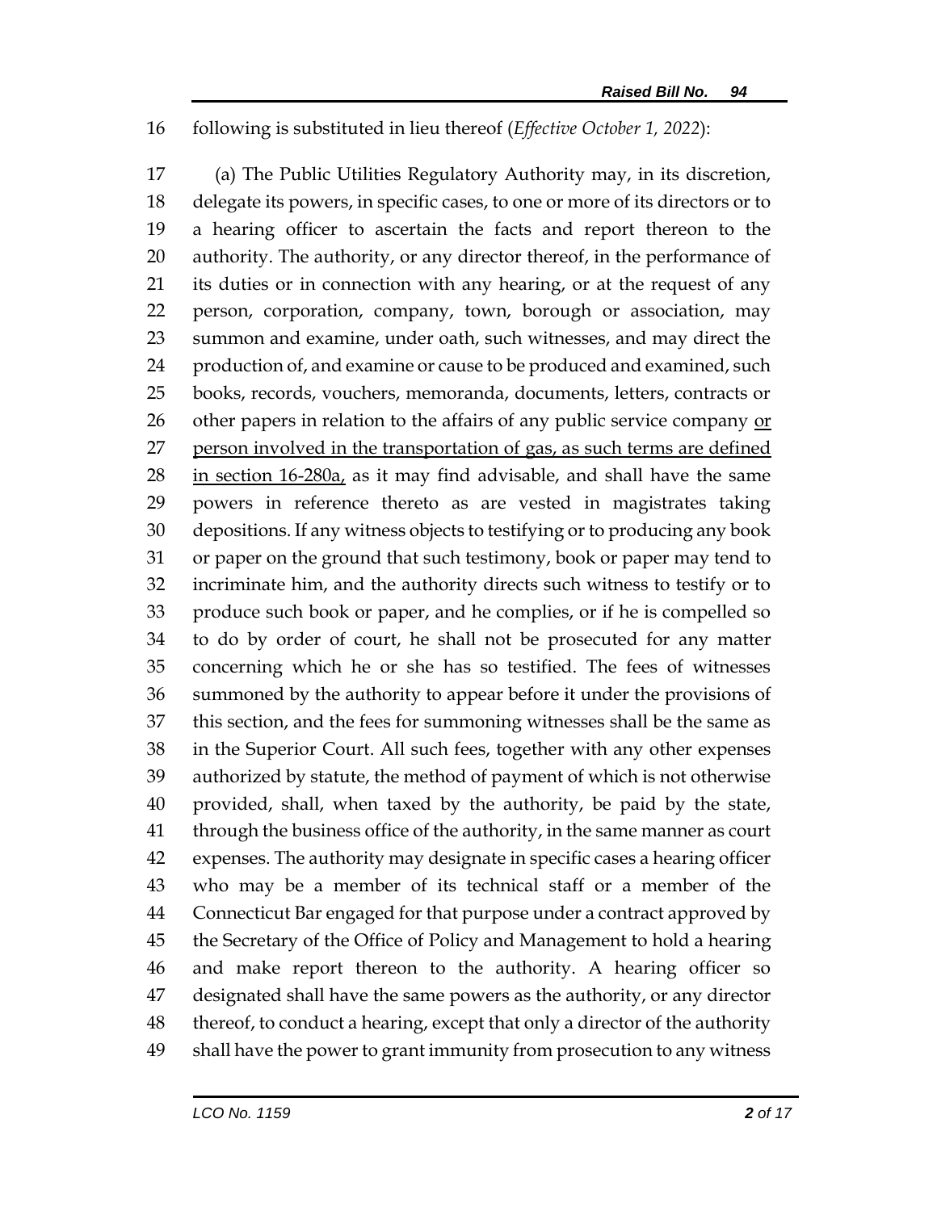following is substituted in lieu thereof (*Effective October 1, 2022*):

(a) The Public Utilities Regulatory Authority may, in its discretion, delegate its powers, in specific cases, to one or more of its directors or to a hearing officer to ascertain the facts and report thereon to the authority. The authority, or any director thereof, in the performance of its duties or in connection with any hearing, or at the request of any person, corporation, company, town, borough or association, may summon and examine, under oath, such witnesses, and may direct the production of, and examine or cause to be produced and examined, such books, records, vouchers, memoranda, documents, letters, contracts or other papers in relation to the affairs of any public service company <u>or person involved in the transportation of gas, as such terms are defined in section 16-280a,</u> as it may find advisable, and shall have the same powers in reference thereto as are vested in magistrates taking depositions. If any witness objects to testifying or to producing any book or paper on the ground that such testimony, book or paper may tend to incriminate him, and the authority directs such witness to testify or to produce such book or paper, and he complies, or if he is compelled so to do by order of court, he shall not be prosecuted for any matter concerning which he or she has so testified. The fees of witnesses summoned by the authority to appear before it under the provisions of this section, and the fees for summoning witnesses shall be the same as in the Superior Court. All such fees, together with any other expenses authorized by statute, the method of payment of which is not otherwise provided, shall, when taxed by the authority, be paid by the state, through the business office of the authority, in the same manner as court expenses. The authority may designate in specific cases a hearing officer who may be a member of its technical staff or a member of the Connecticut Bar engaged for that purpose under a contract approved by the Secretary of the Office of Policy and Management to hold a hearing and make report thereon to the authority. A hearing officer so designated shall have the same powers as the authority, or any director thereof, to conduct a hearing, except that only a director of the authority shall have the power to grant immunity from prosecution to any witness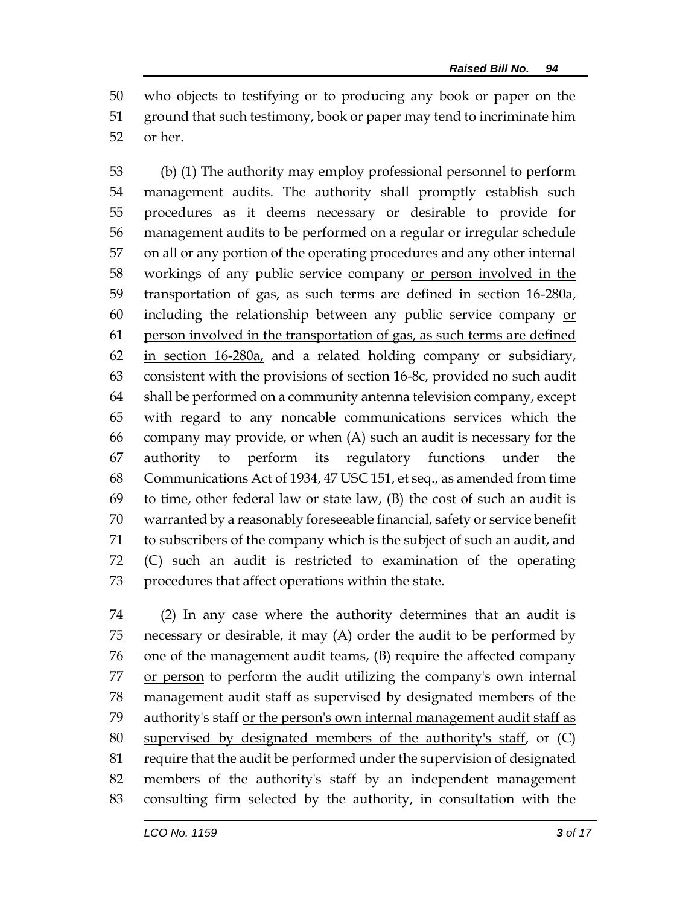who objects to testifying or to producing any book or paper on the ground that such testimony, book or paper may tend to incriminate him or her.

(b) (1) The authority may employ professional personnel to perform management audits. The authority shall promptly establish such procedures as it deems necessary or desirable to provide for management audits to be performed on a regular or irregular schedule on all or any portion of the operating procedures and any other internal workings of any public service company <u>or person involved in the transportation of gas, as such terms are defined in section 16-280a</u>, including the relationship between any public service company <u>or person involved in the transportation of gas, as such terms are defined in section 16-280a,</u> and a related holding company or subsidiary, consistent with the provisions of section 16-8c, provided no such audit shall be performed on a community antenna television company, except with regard to any noncable communications services which the company may provide, or when (A) such an audit is necessary for the authority to perform its regulatory functions under the Communications Act of 1934, 47 USC 151, et seq., as amended from time to time, other federal law or state law, (B) the cost of such an audit is warranted by a reasonably foreseeable financial, safety or service benefit to subscribers of the company which is the subject of such an audit, and (C) such an audit is restricted to examination of the operating procedures that affect operations within the state.

(2) In any case where the authority determines that an audit is necessary or desirable, it may (A) order the audit to be performed by one of the management audit teams, (B) require the affected company <u>or person</u> to perform the audit utilizing the company's own internal management audit staff as supervised by designated members of the authority's staff <u>or the person's own internal management audit staff as supervised by designated members of the authority's staff</u>, or (C) require that the audit be performed under the supervision of designated members of the authority's staff by an independent management consulting firm selected by the authority, in consultation with the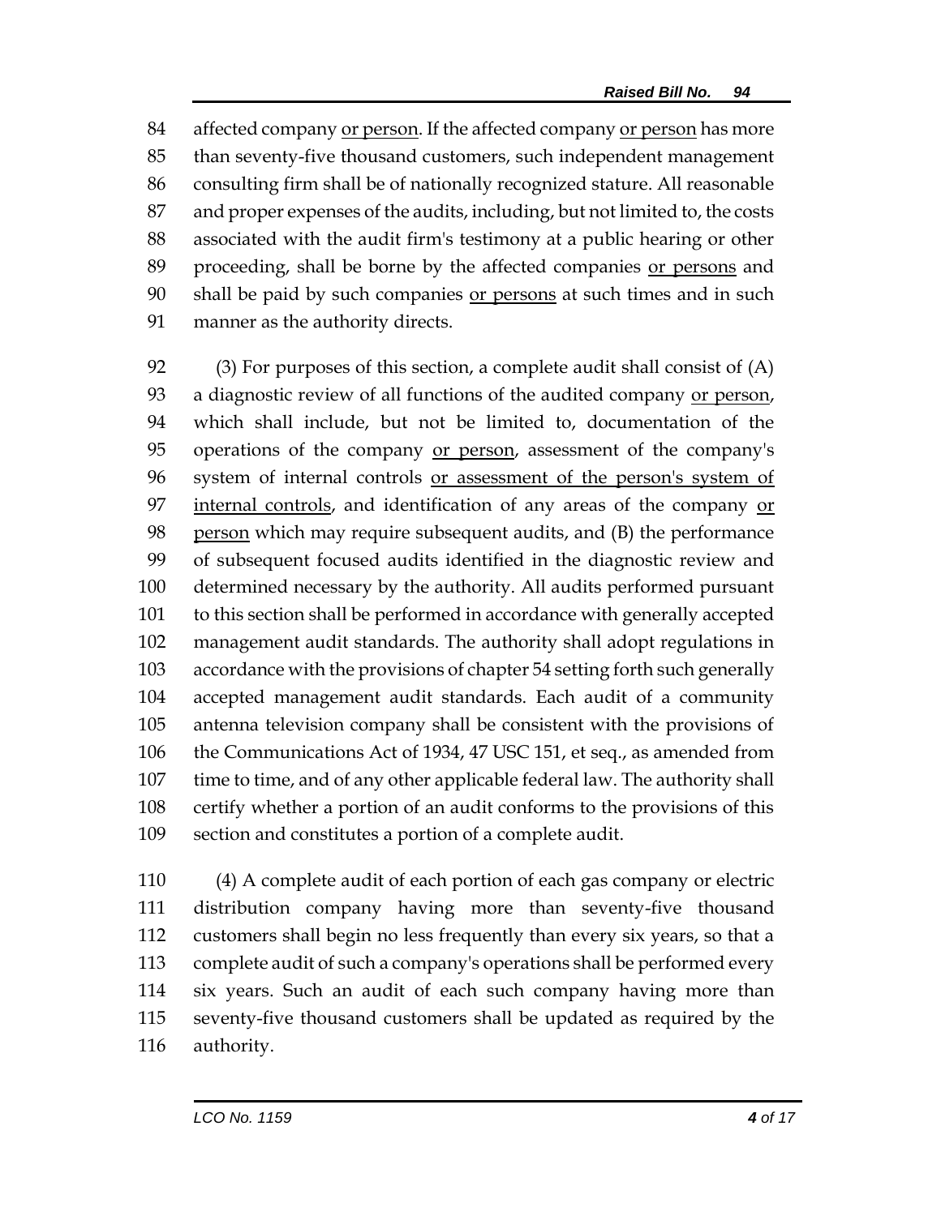affected company <u>or person</u>. If the affected company <u>or person</u> has more than seventy-five thousand customers, such independent management consulting firm shall be of nationally recognized stature. All reasonable and proper expenses of the audits, including, but not limited to, the costs associated with the audit firm's testimony at a public hearing or other proceeding, shall be borne by the affected companies <u>or persons</u> and shall be paid by such companies <u>or persons</u> at such times and in such manner as the authority directs.

(3) For purposes of this section, a complete audit shall consist of (A) a diagnostic review of all functions of the audited company <u>or person</u>, which shall include, but not be limited to, documentation of the operations of the company <u>or person</u>, assessment of the company's system of internal controls <u>or assessment of the person's system of internal controls</u>, and identification of any areas of the company <u>or person</u> which may require subsequent audits, and (B) the performance of subsequent focused audits identified in the diagnostic review and determined necessary by the authority. All audits performed pursuant to this section shall be performed in accordance with generally accepted management audit standards. The authority shall adopt regulations in accordance with the provisions of chapter 54 setting forth such generally accepted management audit standards. Each audit of a community antenna television company shall be consistent with the provisions of the Communications Act of 1934, 47 USC 151, et seq., as amended from time to time, and of any other applicable federal law. The authority shall certify whether a portion of an audit conforms to the provisions of this section and constitutes a portion of a complete audit.

(4) A complete audit of each portion of each gas company or electric distribution company having more than seventy-five thousand customers shall begin no less frequently than every six years, so that a complete audit of such a company's operations shall be performed every six years. Such an audit of each such company having more than seventy-five thousand customers shall be updated as required by the authority.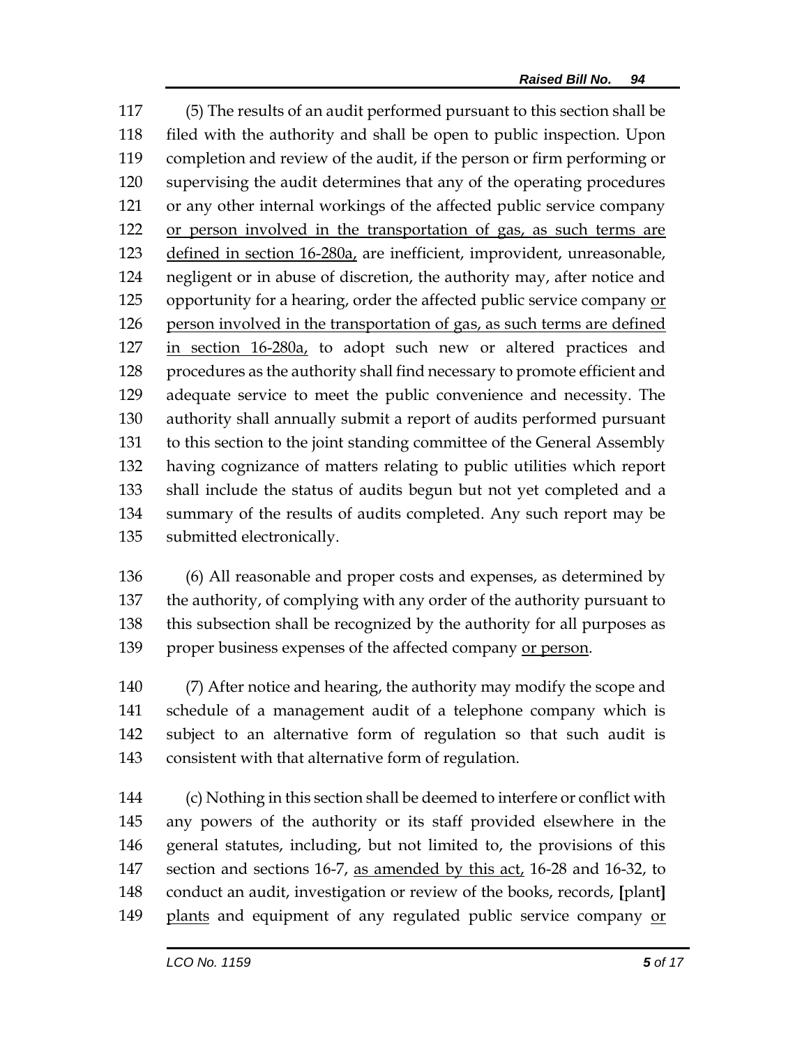(5) The results of an audit performed pursuant to this section shall be filed with the authority and shall be open to public inspection. Upon completion and review of the audit, if the person or firm performing or supervising the audit determines that any of the operating procedures or any other internal workings of the affected public service company <u>or person involved in the transportation of gas, as such terms are defined in section 16-280a,</u> are inefficient, improvident, unreasonable, negligent or in abuse of discretion, the authority may, after notice and opportunity for a hearing, order the affected public service company <u>or person involved in the transportation of gas, as such terms are defined in section 16-280a,</u> to adopt such new or altered practices and procedures as the authority shall find necessary to promote efficient and adequate service to meet the public convenience and necessity. The authority shall annually submit a report of audits performed pursuant to this section to the joint standing committee of the General Assembly having cognizance of matters relating to public utilities which report shall include the status of audits begun but not yet completed and a summary of the results of audits completed. Any such report may be submitted electronically.

(6) All reasonable and proper costs and expenses, as determined by the authority, of complying with any order of the authority pursuant to this subsection shall be recognized by the authority for all purposes as proper business expenses of the affected company <u>or person</u>.

(7) After notice and hearing, the authority may modify the scope and schedule of a management audit of a telephone company which is subject to an alternative form of regulation so that such audit is consistent with that alternative form of regulation.

(c) Nothing in this section shall be deemed to interfere or conflict with any powers of the authority or its staff provided elsewhere in the general statutes, including, but not limited to, the provisions of this section and sections 16-7, <u>as amended by this act,</u> 16-28 and 16-32, to conduct an audit, investigation or review of the books, records, **[**plant**]** <u>plants</u> and equipment of any regulated public service company <u>or</u>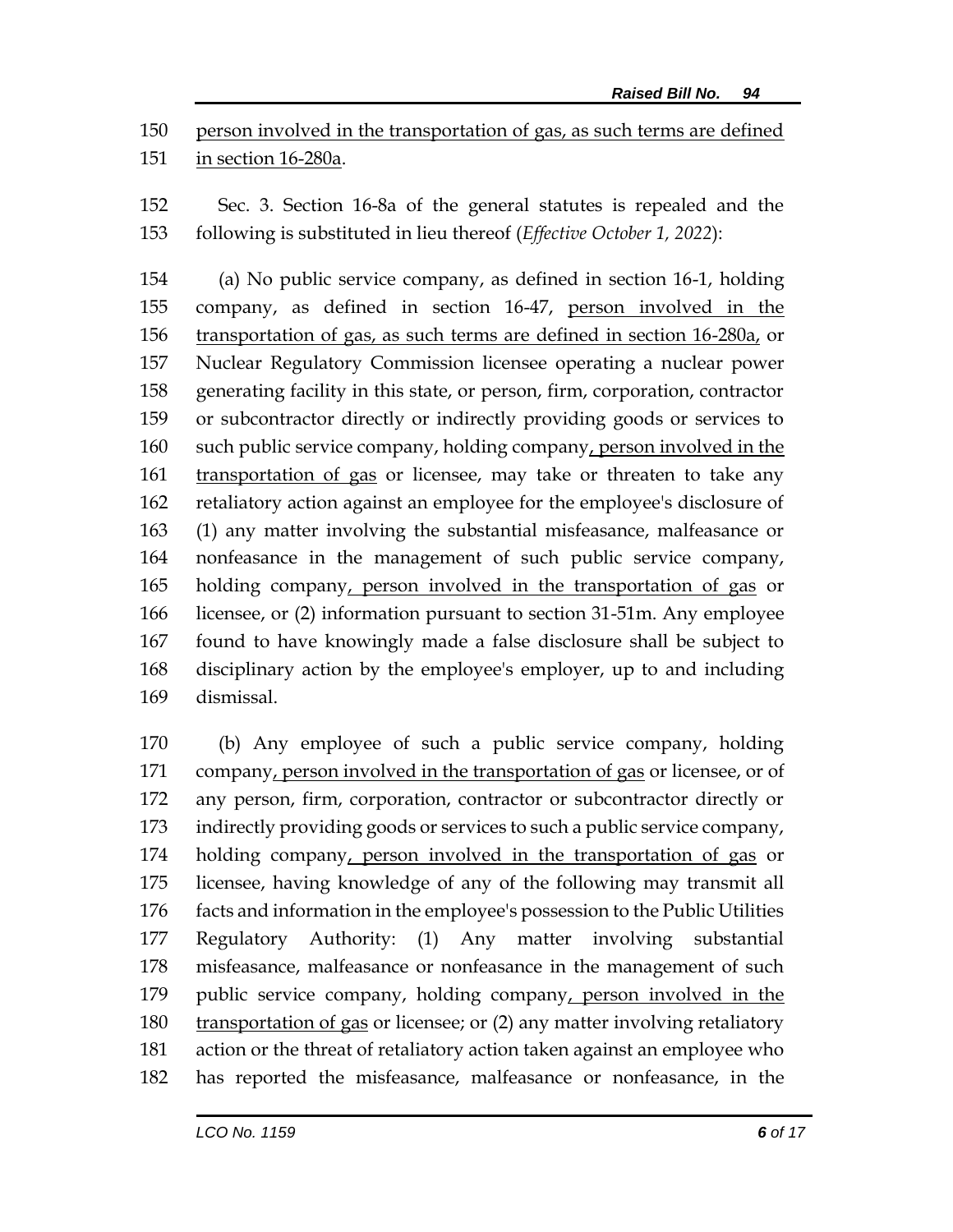person involved in the transportation of gas, as such terms are defined in section 16-280a.

Sec. 3. Section 16-8a of the general statutes is repealed and the following is substituted in lieu thereof (*Effective October 1, 2022*):

(a) No public service company, as defined in section 16-1, holding company, as defined in section 16-47, person involved in the transportation of gas, as such terms are defined in section 16-280a, or Nuclear Regulatory Commission licensee operating a nuclear power generating facility in this state, or person, firm, corporation, contractor or subcontractor directly or indirectly providing goods or services to such public service company, holding company, person involved in the transportation of gas or licensee, may take or threaten to take any retaliatory action against an employee for the employee's disclosure of (1) any matter involving the substantial misfeasance, malfeasance or nonfeasance in the management of such public service company, holding company, person involved in the transportation of gas or licensee, or (2) information pursuant to section 31-51m. Any employee found to have knowingly made a false disclosure shall be subject to disciplinary action by the employee's employer, up to and including dismissal.

(b) Any employee of such a public service company, holding company, person involved in the transportation of gas or licensee, or of any person, firm, corporation, contractor or subcontractor directly or indirectly providing goods or services to such a public service company, holding company, person involved in the transportation of gas or licensee, having knowledge of any of the following may transmit all facts and information in the employee's possession to the Public Utilities Regulatory Authority: (1) Any matter involving substantial misfeasance, malfeasance or nonfeasance in the management of such public service company, holding company, person involved in the transportation of gas or licensee; or (2) any matter involving retaliatory action or the threat of retaliatory action taken against an employee who has reported the misfeasance, malfeasance or nonfeasance, in the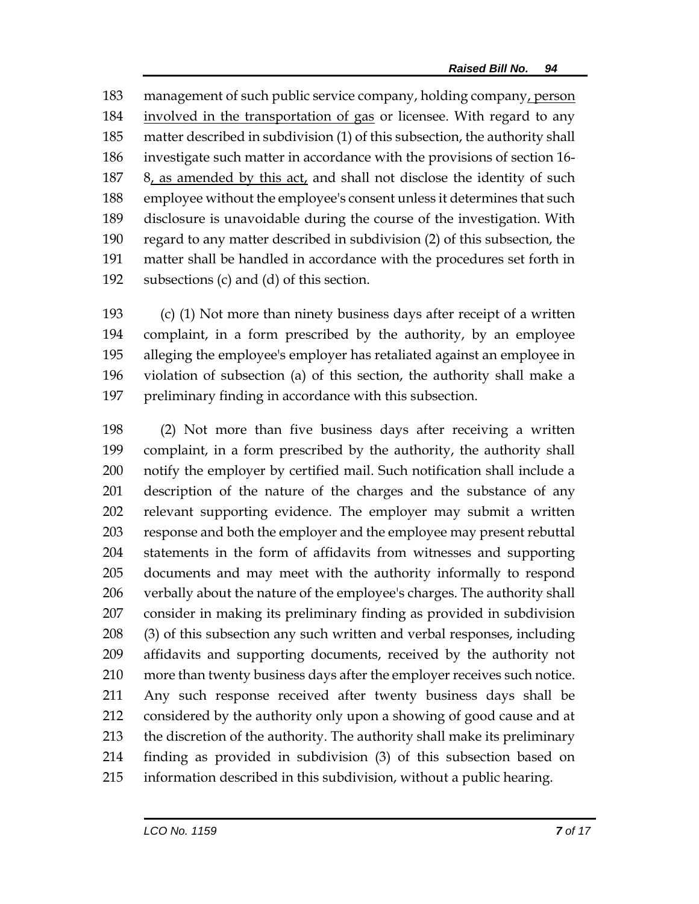183 management of such public service company, holding company<u>, person</u> 184 <u>involved in the transportation of gas</u> or licensee. With regard to any 185 matter described in subdivision (1) of this subsection, the authority shall 186 investigate such matter in accordance with the provisions of section 16- 187 8<u>, as amended by this act,</u> and shall not disclose the identity of such 188 employee without the employee's consent unless it determines that such 189 disclosure is unavoidable during the course of the investigation. With 190 regard to any matter described in subdivision (2) of this subsection, the 191 matter shall be handled in accordance with the procedures set forth in 192 subsections (c) and (d) of this section.

193 (c) (1) Not more than ninety business days after receipt of a written 194 complaint, in a form prescribed by the authority, by an employee 195 alleging the employee's employer has retaliated against an employee in 196 violation of subsection (a) of this section, the authority shall make a 197 preliminary finding in accordance with this subsection.

198 (2) Not more than five business days after receiving a written 199 complaint, in a form prescribed by the authority, the authority shall 200 notify the employer by certified mail. Such notification shall include a 201 description of the nature of the charges and the substance of any 202 relevant supporting evidence. The employer may submit a written 203 response and both the employer and the employee may present rebuttal 204 statements in the form of affidavits from witnesses and supporting 205 documents and may meet with the authority informally to respond 206 verbally about the nature of the employee's charges. The authority shall 207 consider in making its preliminary finding as provided in subdivision 208 (3) of this subsection any such written and verbal responses, including 209 affidavits and supporting documents, received by the authority not 210 more than twenty business days after the employer receives such notice. 211 Any such response received after twenty business days shall be 212 considered by the authority only upon a showing of good cause and at 213 the discretion of the authority. The authority shall make its preliminary 214 finding as provided in subdivision (3) of this subsection based on 215 information described in this subdivision, without a public hearing.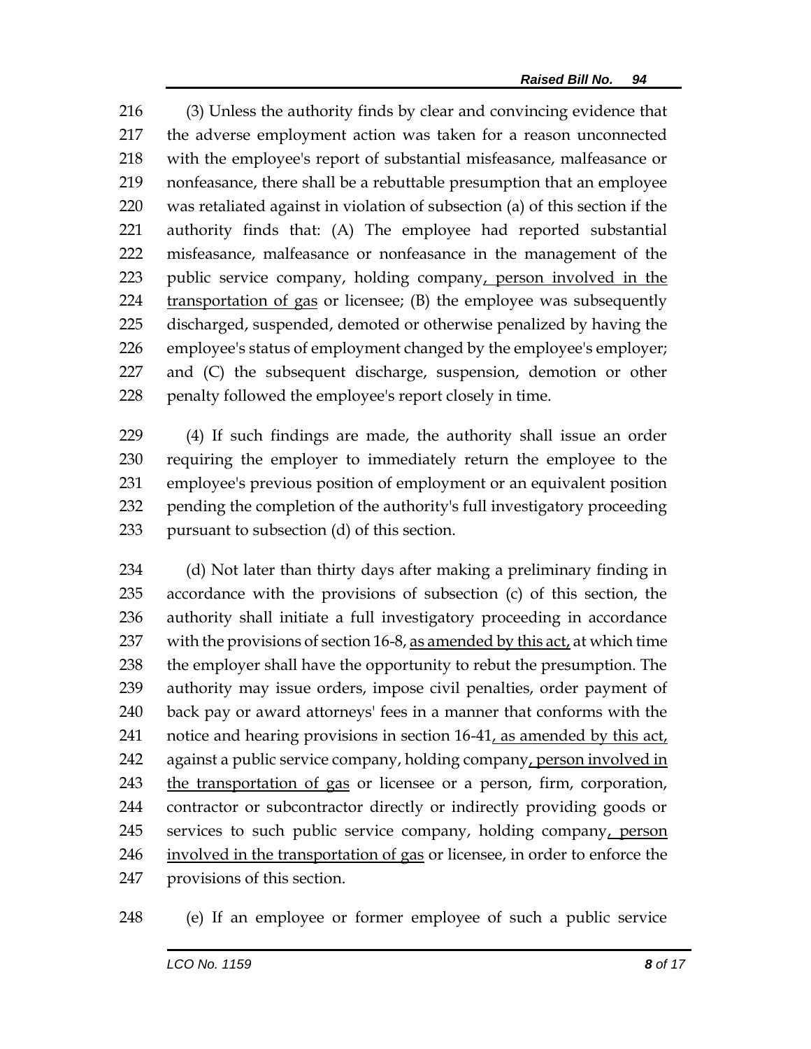(3) Unless the authority finds by clear and convincing evidence that the adverse employment action was taken for a reason unconnected with the employee's report of substantial misfeasance, malfeasance or nonfeasance, there shall be a rebuttable presumption that an employee was retaliated against in violation of subsection (a) of this section if the authority finds that: (A) The employee had reported substantial misfeasance, malfeasance or nonfeasance in the management of the public service company, holding company<u>, person involved in the transportation of gas</u> or licensee; (B) the employee was subsequently discharged, suspended, demoted or otherwise penalized by having the employee's status of employment changed by the employee's employer; and (C) the subsequent discharge, suspension, demotion or other penalty followed the employee's report closely in time.

(4) If such findings are made, the authority shall issue an order requiring the employer to immediately return the employee to the employee's previous position of employment or an equivalent position pending the completion of the authority's full investigatory proceeding pursuant to subsection (d) of this section.

(d) Not later than thirty days after making a preliminary finding in accordance with the provisions of subsection (c) of this section, the authority shall initiate a full investigatory proceeding in accordance with the provisions of section 16-8, <u>as amended by this act,</u> at which time the employer shall have the opportunity to rebut the presumption. The authority may issue orders, impose civil penalties, order payment of back pay or award attorneys' fees in a manner that conforms with the notice and hearing provisions in section 16-41<u>, as amended by this act,</u> against a public service company, holding company<u>, person involved in the transportation of gas</u> or licensee or a person, firm, corporation, contractor or subcontractor directly or indirectly providing goods or services to such public service company, holding company<u>, person involved in the transportation of gas</u> or licensee, in order to enforce the provisions of this section.

(e) If an employee or former employee of such a public service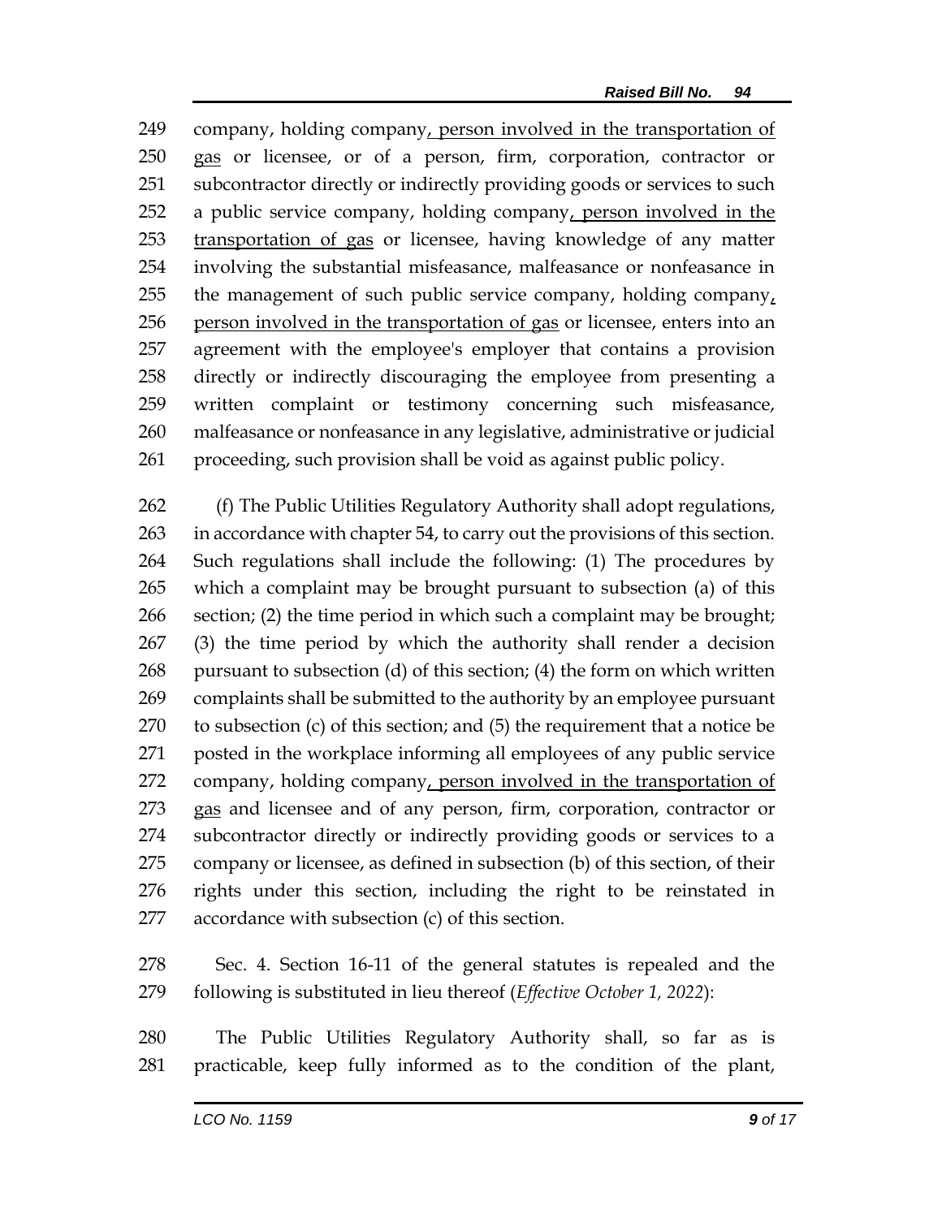company, holding company, person involved in the transportation of gas or licensee, or of a person, firm, corporation, contractor or subcontractor directly or indirectly providing goods or services to such a public service company, holding company, person involved in the transportation of gas or licensee, having knowledge of any matter involving the substantial misfeasance, malfeasance or nonfeasance in the management of such public service company, holding company, person involved in the transportation of gas or licensee, enters into an agreement with the employee's employer that contains a provision directly or indirectly discouraging the employee from presenting a written complaint or testimony concerning such misfeasance, malfeasance or nonfeasance in any legislative, administrative or judicial proceeding, such provision shall be void as against public policy.

(f) The Public Utilities Regulatory Authority shall adopt regulations, in accordance with chapter 54, to carry out the provisions of this section. Such regulations shall include the following: (1) The procedures by which a complaint may be brought pursuant to subsection (a) of this section; (2) the time period in which such a complaint may be brought; (3) the time period by which the authority shall render a decision pursuant to subsection (d) of this section; (4) the form on which written complaints shall be submitted to the authority by an employee pursuant to subsection (c) of this section; and (5) the requirement that a notice be posted in the workplace informing all employees of any public service company, holding company, person involved in the transportation of gas and licensee and of any person, firm, corporation, contractor or subcontractor directly or indirectly providing goods or services to a company or licensee, as defined in subsection (b) of this section, of their rights under this section, including the right to be reinstated in accordance with subsection (c) of this section.

Sec. 4. Section 16-11 of the general statutes is repealed and the following is substituted in lieu thereof (*Effective October 1, 2022*):

The Public Utilities Regulatory Authority shall, so far as is practicable, keep fully informed as to the condition of the plant,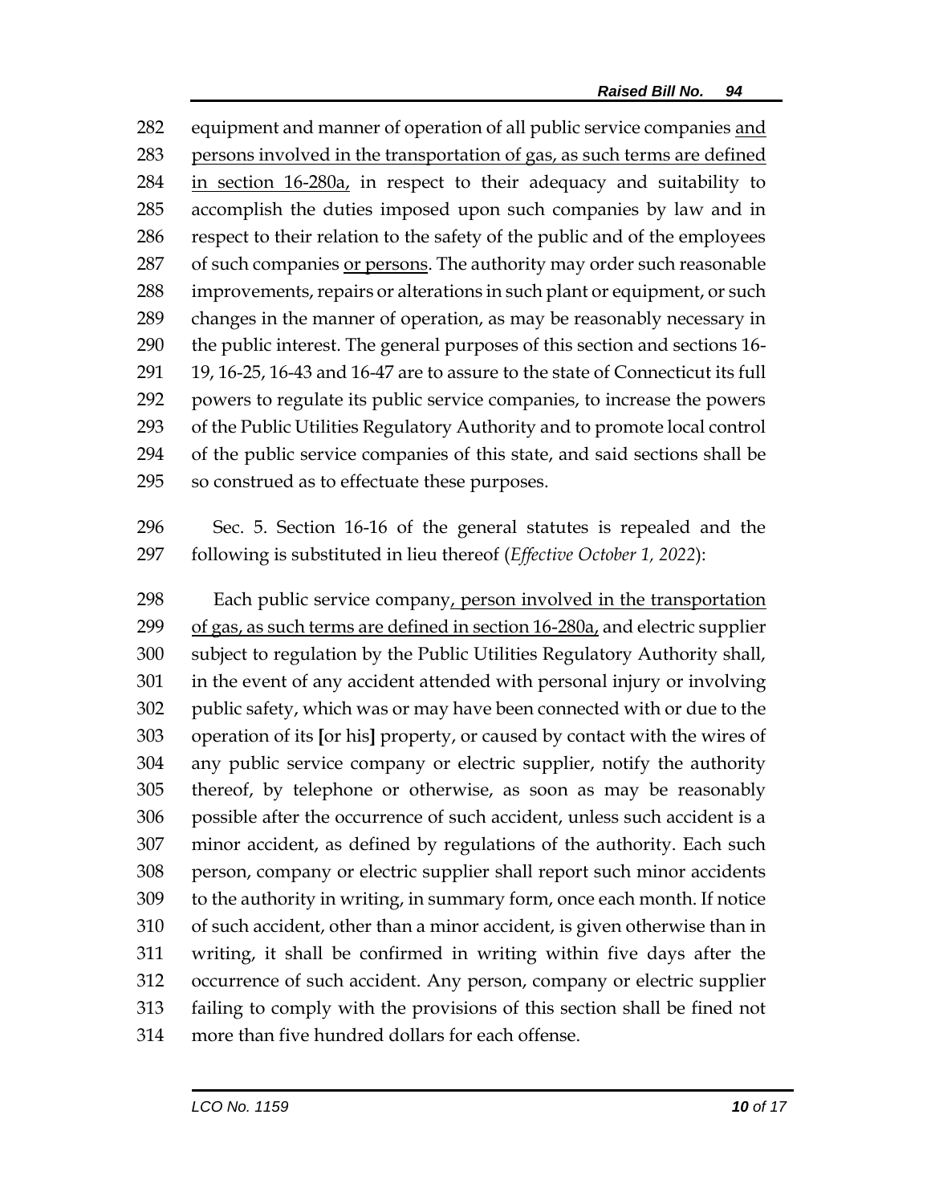282 equipment and manner of operation of all public service companies <u>and</u>
283 <u>persons involved in the transportation of gas, as such terms are defined</u>
284 <u>in section 16-280a,</u> in respect to their adequacy and suitability to
285 accomplish the duties imposed upon such companies by law and in
286 respect to their relation to the safety of the public and of the employees
287 of such companies <u>or persons</u>. The authority may order such reasonable
288 improvements, repairs or alterations in such plant or equipment, or such
289 changes in the manner of operation, as may be reasonably necessary in
290 the public interest. The general purposes of this section and sections 16-
291 19, 16-25, 16-43 and 16-47 are to assure to the state of Connecticut its full
292 powers to regulate its public service companies, to increase the powers
293 of the Public Utilities Regulatory Authority and to promote local control
294 of the public service companies of this state, and said sections shall be
295 so construed as to effectuate these purposes.

296 Sec. 5. Section 16-16 of the general statutes is repealed and the
297 following is substituted in lieu thereof (*Effective October 1, 2022*):

298 Each public service company<u>, person involved in the transportation</u>
299 <u>of gas, as such terms are defined in section 16-280a,</u> and electric supplier
300 subject to regulation by the Public Utilities Regulatory Authority shall,
301 in the event of any accident attended with personal injury or involving
302 public safety, which was or may have been connected with or due to the
303 operation of its **[**or his**]** property, or caused by contact with the wires of
304 any public service company or electric supplier, notify the authority
305 thereof, by telephone or otherwise, as soon as may be reasonably
306 possible after the occurrence of such accident, unless such accident is a
307 minor accident, as defined by regulations of the authority. Each such
308 person, company or electric supplier shall report such minor accidents
309 to the authority in writing, in summary form, once each month. If notice
310 of such accident, other than a minor accident, is given otherwise than in
311 writing, it shall be confirmed in writing within five days after the
312 occurrence of such accident. Any person, company or electric supplier
313 failing to comply with the provisions of this section shall be fined not
314 more than five hundred dollars for each offense.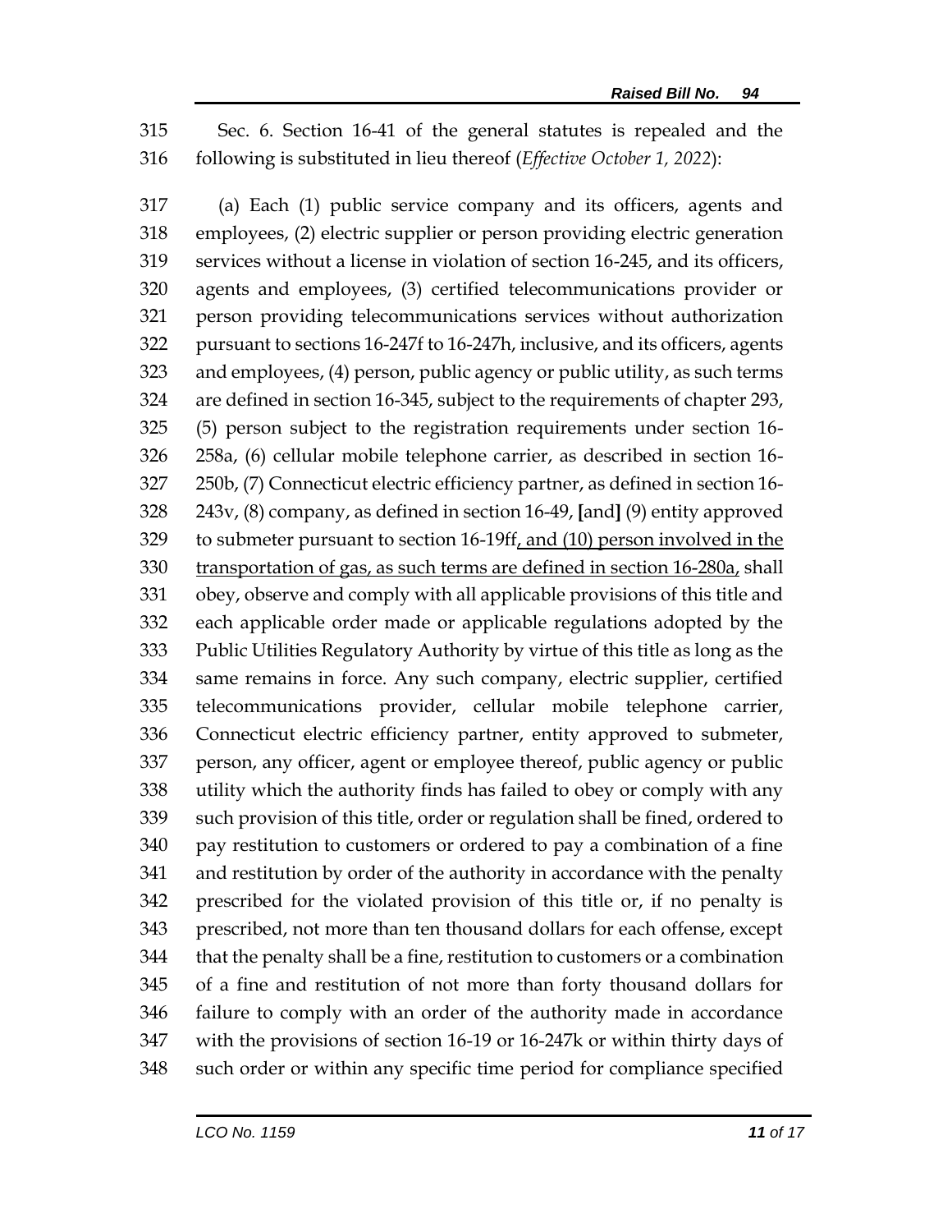Sec. 6. Section 16-41 of the general statutes is repealed and the following is substituted in lieu thereof (*Effective October 1, 2022*):

(a) Each (1) public service company and its officers, agents and employees, (2) electric supplier or person providing electric generation services without a license in violation of section 16-245, and its officers, agents and employees, (3) certified telecommunications provider or person providing telecommunications services without authorization pursuant to sections 16-247f to 16-247h, inclusive, and its officers, agents and employees, (4) person, public agency or public utility, as such terms are defined in section 16-345, subject to the requirements of chapter 293, (5) person subject to the registration requirements under section 16-258a, (6) cellular mobile telephone carrier, as described in section 16-250b, (7) Connecticut electric efficiency partner, as defined in section 16-243v, (8) company, as defined in section 16-49, [and] (9) entity approved to submeter pursuant to section 16-19ff<u>, and (10) person involved in the transportation of gas, as such terms are defined in section 16-280a,</u> shall obey, observe and comply with all applicable provisions of this title and each applicable order made or applicable regulations adopted by the Public Utilities Regulatory Authority by virtue of this title as long as the same remains in force. Any such company, electric supplier, certified telecommunications provider, cellular mobile telephone carrier, Connecticut electric efficiency partner, entity approved to submeter, person, any officer, agent or employee thereof, public agency or public utility which the authority finds has failed to obey or comply with any such provision of this title, order or regulation shall be fined, ordered to pay restitution to customers or ordered to pay a combination of a fine and restitution by order of the authority in accordance with the penalty prescribed for the violated provision of this title or, if no penalty is prescribed, not more than ten thousand dollars for each offense, except that the penalty shall be a fine, restitution to customers or a combination of a fine and restitution of not more than forty thousand dollars for failure to comply with an order of the authority made in accordance with the provisions of section 16-19 or 16-247k or within thirty days of such order or within any specific time period for compliance specified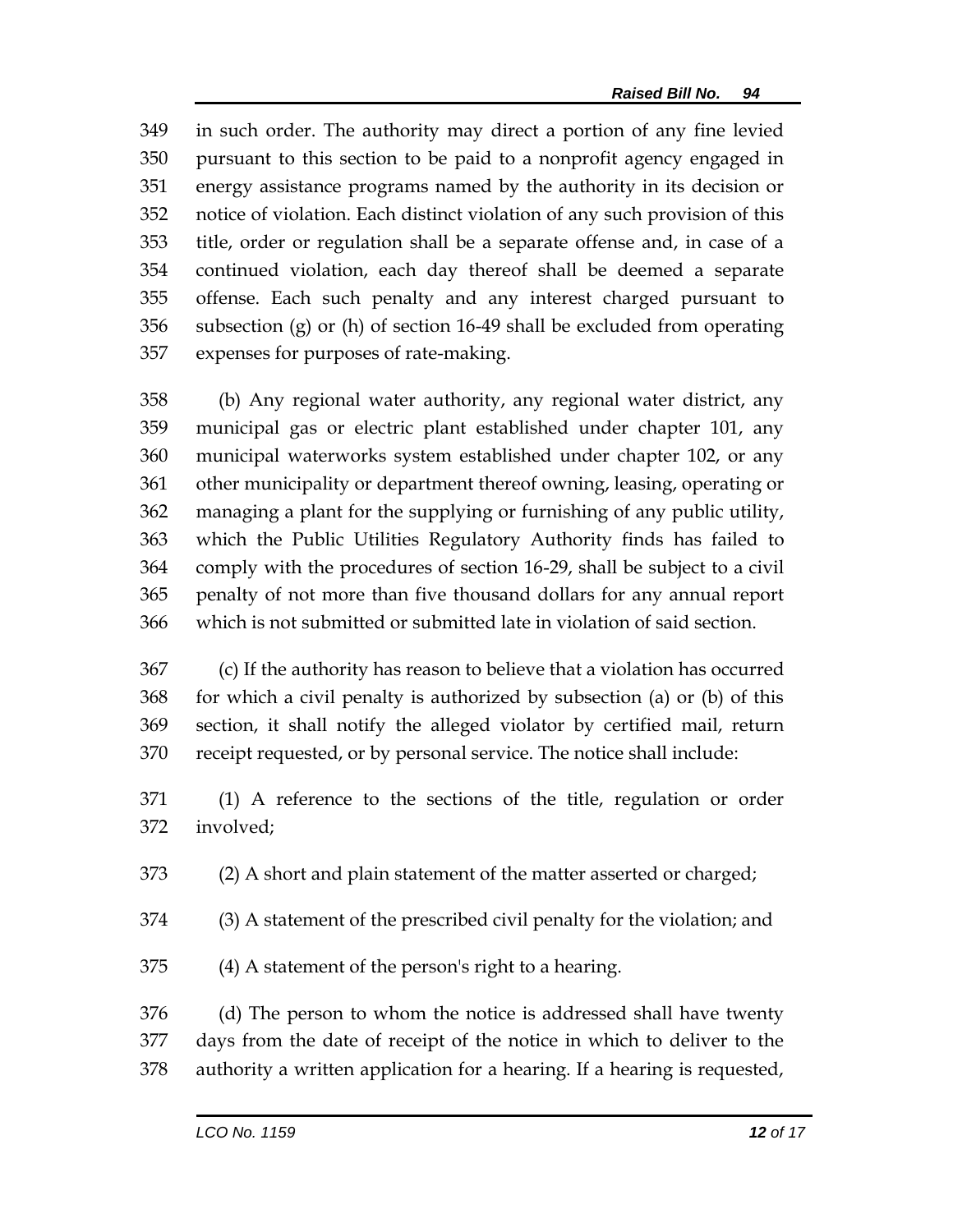in such order. The authority may direct a portion of any fine levied pursuant to this section to be paid to a nonprofit agency engaged in energy assistance programs named by the authority in its decision or notice of violation. Each distinct violation of any such provision of this title, order or regulation shall be a separate offense and, in case of a continued violation, each day thereof shall be deemed a separate offense. Each such penalty and any interest charged pursuant to subsection (g) or (h) of section 16-49 shall be excluded from operating expenses for purposes of rate-making.

(b) Any regional water authority, any regional water district, any municipal gas or electric plant established under chapter 101, any municipal waterworks system established under chapter 102, or any other municipality or department thereof owning, leasing, operating or managing a plant for the supplying or furnishing of any public utility, which the Public Utilities Regulatory Authority finds has failed to comply with the procedures of section 16-29, shall be subject to a civil penalty of not more than five thousand dollars for any annual report which is not submitted or submitted late in violation of said section.

(c) If the authority has reason to believe that a violation has occurred for which a civil penalty is authorized by subsection (a) or (b) of this section, it shall notify the alleged violator by certified mail, return receipt requested, or by personal service. The notice shall include:

(1) A reference to the sections of the title, regulation or order involved;

(2) A short and plain statement of the matter asserted or charged;

(3) A statement of the prescribed civil penalty for the violation; and

(4) A statement of the person's right to a hearing.

(d) The person to whom the notice is addressed shall have twenty days from the date of receipt of the notice in which to deliver to the authority a written application for a hearing. If a hearing is requested,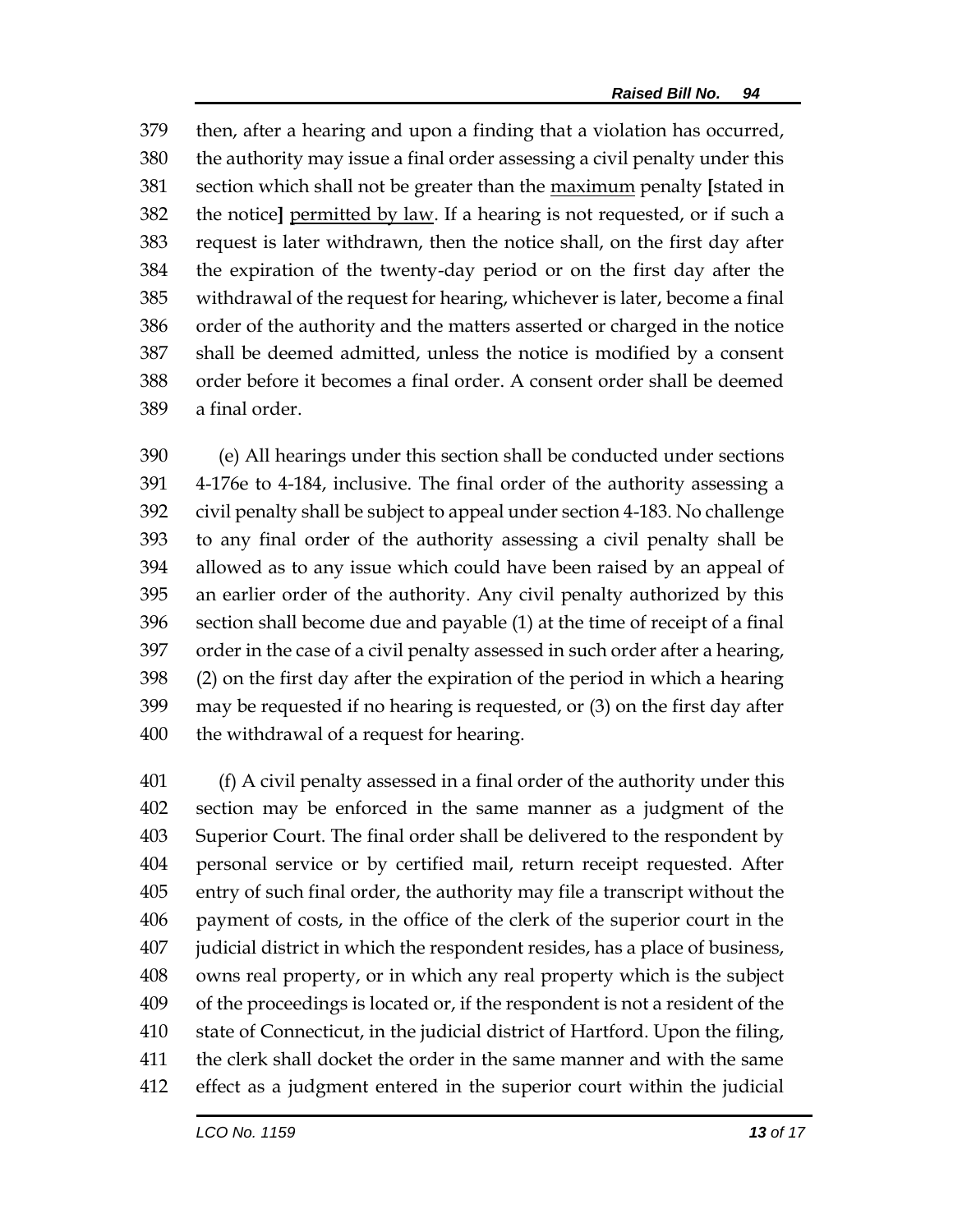then, after a hearing and upon a finding that a violation has occurred, the authority may issue a final order assessing a civil penalty under this section which shall not be greater than the <u>maximum</u> penalty **[**stated in the notice**]** <u>permitted by law</u>. If a hearing is not requested, or if such a request is later withdrawn, then the notice shall, on the first day after the expiration of the twenty-day period or on the first day after the withdrawal of the request for hearing, whichever is later, become a final order of the authority and the matters asserted or charged in the notice shall be deemed admitted, unless the notice is modified by a consent order before it becomes a final order. A consent order shall be deemed a final order.

(e) All hearings under this section shall be conducted under sections 4-176e to 4-184, inclusive. The final order of the authority assessing a civil penalty shall be subject to appeal under section 4-183. No challenge to any final order of the authority assessing a civil penalty shall be allowed as to any issue which could have been raised by an appeal of an earlier order of the authority. Any civil penalty authorized by this section shall become due and payable (1) at the time of receipt of a final order in the case of a civil penalty assessed in such order after a hearing, (2) on the first day after the expiration of the period in which a hearing may be requested if no hearing is requested, or (3) on the first day after the withdrawal of a request for hearing.

(f) A civil penalty assessed in a final order of the authority under this section may be enforced in the same manner as a judgment of the Superior Court. The final order shall be delivered to the respondent by personal service or by certified mail, return receipt requested. After entry of such final order, the authority may file a transcript without the payment of costs, in the office of the clerk of the superior court in the judicial district in which the respondent resides, has a place of business, owns real property, or in which any real property which is the subject of the proceedings is located or, if the respondent is not a resident of the state of Connecticut, in the judicial district of Hartford. Upon the filing, the clerk shall docket the order in the same manner and with the same effect as a judgment entered in the superior court within the judicial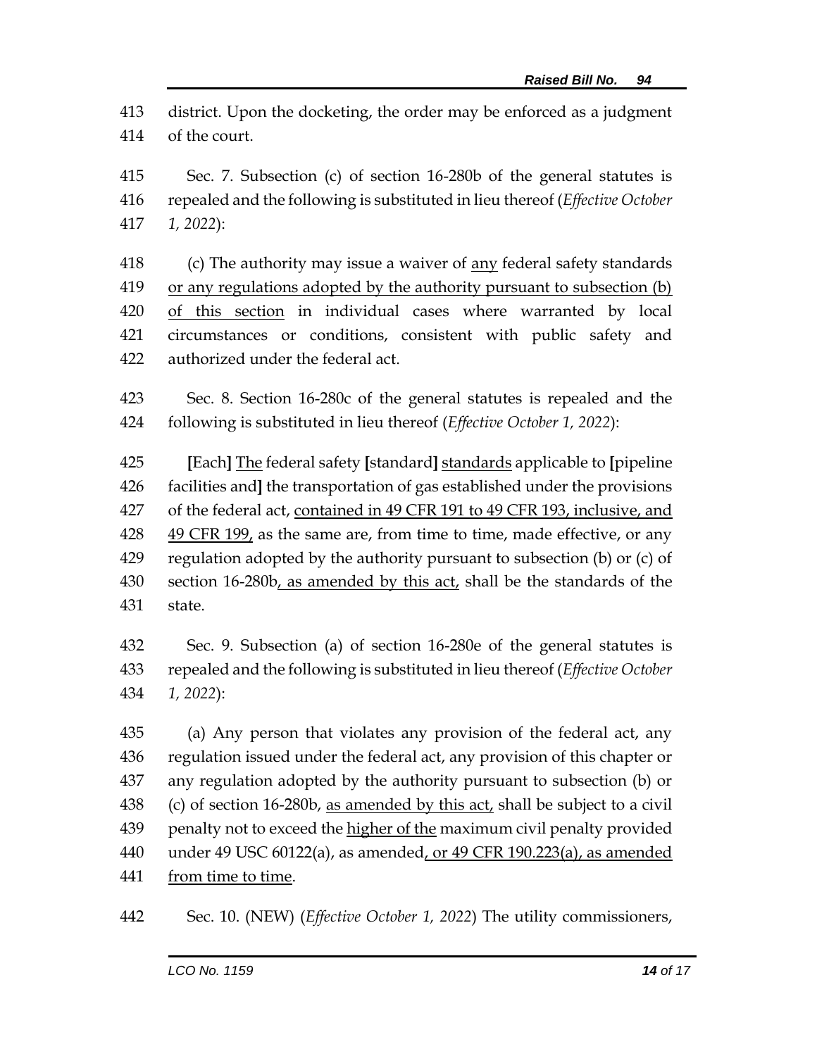district. Upon the docketing, the order may be enforced as a judgment of the court.

Sec. 7. Subsection (c) of section 16-280b of the general statutes is repealed and the following is substituted in lieu thereof (*Effective October 1, 2022*):

(c) The authority may issue a waiver of <u>any</u> federal safety standards <u>or any regulations adopted by the authority pursuant to subsection (b) of this section</u> in individual cases where warranted by local circumstances or conditions, consistent with public safety and authorized under the federal act.

Sec. 8. Section 16-280c of the general statutes is repealed and the following is substituted in lieu thereof (*Effective October 1, 2022*):

**[**Each**]** <u>The</u> federal safety **[**standard**]** <u>standards</u> applicable to **[**pipeline facilities and**]** the transportation of gas established under the provisions of the federal act, <u>contained in 49 CFR 191 to 49 CFR 193, inclusive, and 49 CFR 199,</u> as the same are, from time to time, made effective, or any regulation adopted by the authority pursuant to subsection (b) or (c) of section 16-280b<u>, as amended by this act,</u> shall be the standards of the state.

Sec. 9. Subsection (a) of section 16-280e of the general statutes is repealed and the following is substituted in lieu thereof (*Effective October 1, 2022*):

(a) Any person that violates any provision of the federal act, any regulation issued under the federal act, any provision of this chapter or any regulation adopted by the authority pursuant to subsection (b) or (c) of section 16-280b, <u>as amended by this act,</u> shall be subject to a civil penalty not to exceed the <u>higher of the</u> maximum civil penalty provided under 49 USC 60122(a), as amended<u>, or 49 CFR 190.223(a), as amended from time to time</u>.

Sec. 10. (NEW) (*Effective October 1, 2022*) The utility commissioners,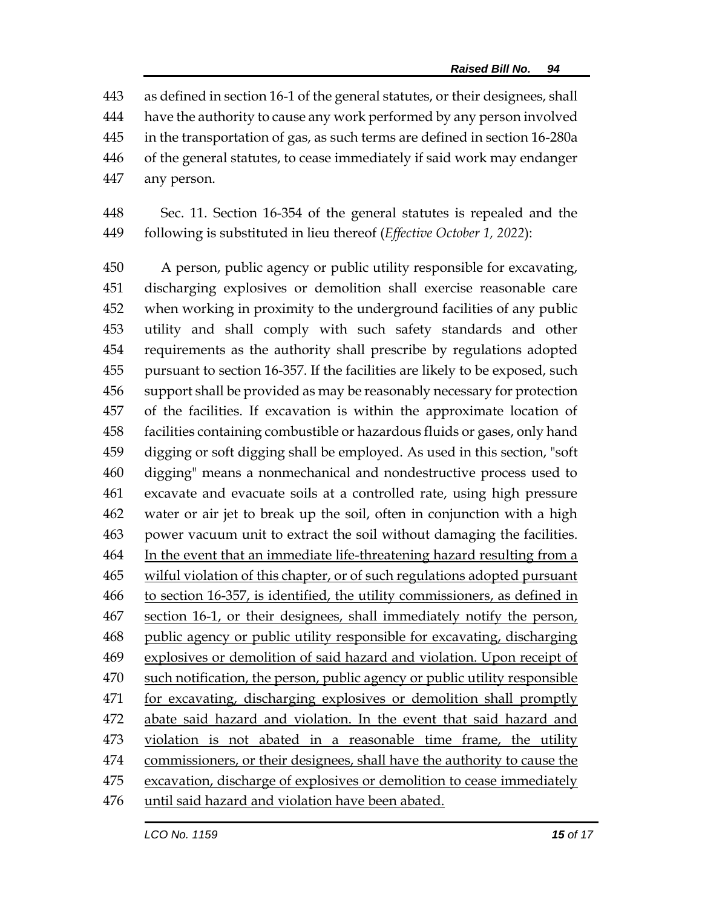as defined in section 16-1 of the general statutes, or their designees, shall have the authority to cause any work performed by any person involved in the transportation of gas, as such terms are defined in section 16-280a of the general statutes, to cease immediately if said work may endanger any person.

Sec. 11. Section 16-354 of the general statutes is repealed and the following is substituted in lieu thereof (*Effective October 1, 2022*):

A person, public agency or public utility responsible for excavating, discharging explosives or demolition shall exercise reasonable care when working in proximity to the underground facilities of any public utility and shall comply with such safety standards and other requirements as the authority shall prescribe by regulations adopted pursuant to section 16-357. If the facilities are likely to be exposed, such support shall be provided as may be reasonably necessary for protection of the facilities. If excavation is within the approximate location of facilities containing combustible or hazardous fluids or gases, only hand digging or soft digging shall be employed. As used in this section, "soft digging" means a nonmechanical and nondestructive process used to excavate and evacuate soils at a controlled rate, using high pressure water or air jet to break up the soil, often in conjunction with a high power vacuum unit to extract the soil without damaging the facilities. <u>In the event that an immediate life-threatening hazard resulting from a wilful violation of this chapter, or of such regulations adopted pursuant to section 16-357, is identified, the utility commissioners, as defined in section 16-1, or their designees, shall immediately notify the person, public agency or public utility responsible for excavating, discharging explosives or demolition of said hazard and violation. Upon receipt of such notification, the person, public agency or public utility responsible for excavating, discharging explosives or demolition shall promptly abate said hazard and violation. In the event that said hazard and violation is not abated in a reasonable time frame, the utility commissioners, or their designees, shall have the authority to cause the excavation, discharge of explosives or demolition to cease immediately until said hazard and violation have been abated.</u>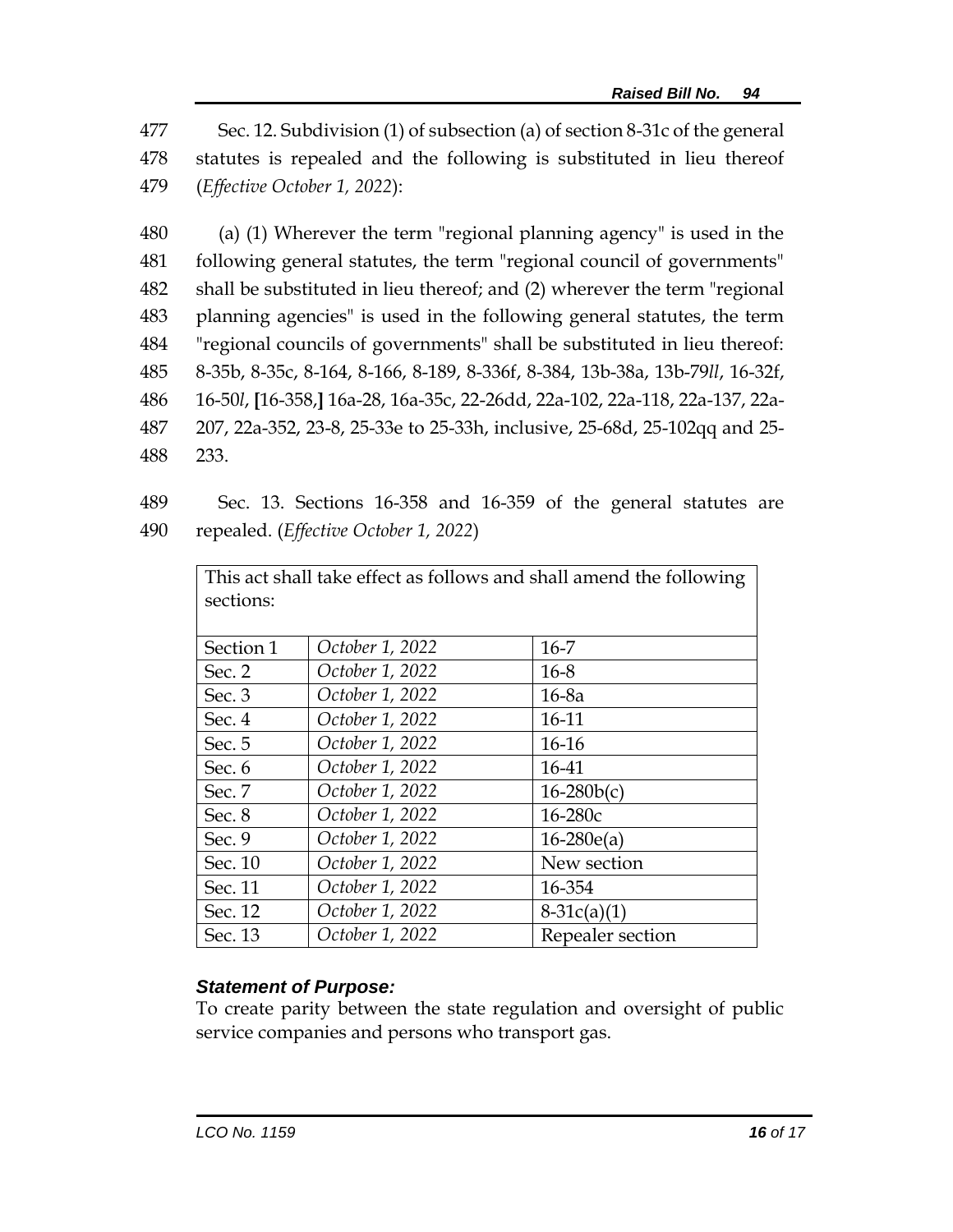477 Sec. 12. Subdivision (1) of subsection (a) of section 8-31c of the general
478 statutes is repealed and the following is substituted in lieu thereof
479 (*Effective October 1, 2022*):

480 (a) (1) Wherever the term "regional planning agency" is used in the
481 following general statutes, the term "regional council of governments"
482 shall be substituted in lieu thereof; and (2) wherever the term "regional
483 planning agencies" is used in the following general statutes, the term
484 "regional councils of governments" shall be substituted in lieu thereof:
485 8-35b, 8-35c, 8-164, 8-166, 8-189, 8-336f, 8-384, 13b-38a, 13b-79*ll*, 16-32f,
486 16-50*l*, **[**16-358,**]** 16a-28, 16a-35c, 22-26dd, 22a-102, 22a-118, 22a-137, 22a-
487 207, 22a-352, 23-8, 25-33e to 25-33h, inclusive, 25-68d, 25-102qq and 25-
488 233.

489 Sec. 13. Sections 16-358 and 16-359 of the general statutes are
490 repealed. (*Effective October 1, 2022*)

| This act shall take effect as follows and shall amend the following sections: | | |
|---|---|---|
| Section 1 | *October 1, 2022* | 16-7 |
| Sec. 2 | *October 1, 2022* | 16-8 |
| Sec. 3 | *October 1, 2022* | 16-8a |
| Sec. 4 | *October 1, 2022* | 16-11 |
| Sec. 5 | *October 1, 2022* | 16-16 |
| Sec. 6 | *October 1, 2022* | 16-41 |
| Sec. 7 | *October 1, 2022* | 16-280b(c) |
| Sec. 8 | *October 1, 2022* | 16-280c |
| Sec. 9 | *October 1, 2022* | 16-280e(a) |
| Sec. 10 | *October 1, 2022* | New section |
| Sec. 11 | *October 1, 2022* | 16-354 |
| Sec. 12 | *October 1, 2022* | 8-31c(a)(1) |
| Sec. 13 | *October 1, 2022* | Repealer section |

***Statement of Purpose:***

To create parity between the state regulation and oversight of public service companies and persons who transport gas.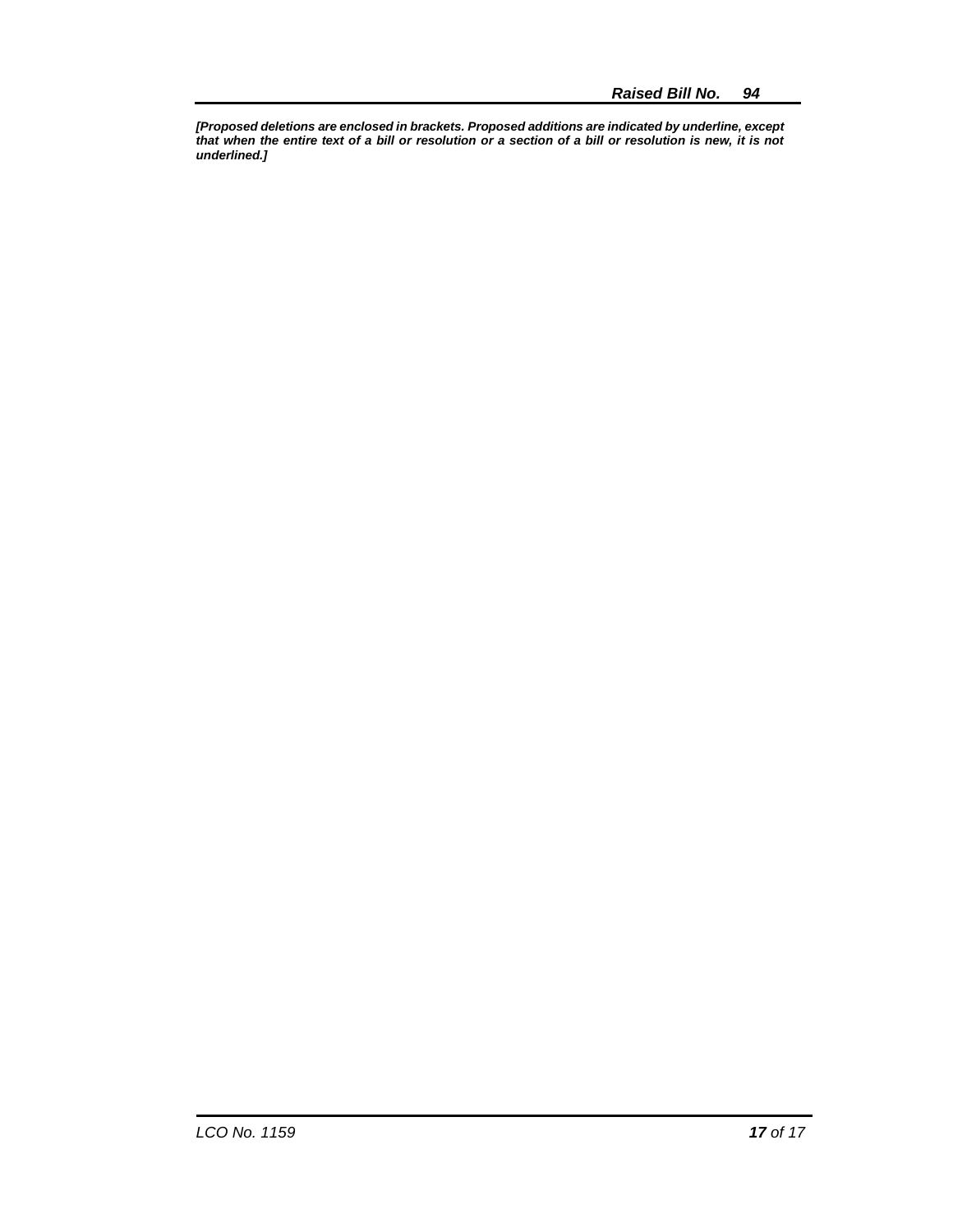*[Proposed deletions are enclosed in brackets. Proposed additions are indicated by underline, except that when the entire text of a bill or resolution or a section of a bill or resolution is new, it is not underlined.]*